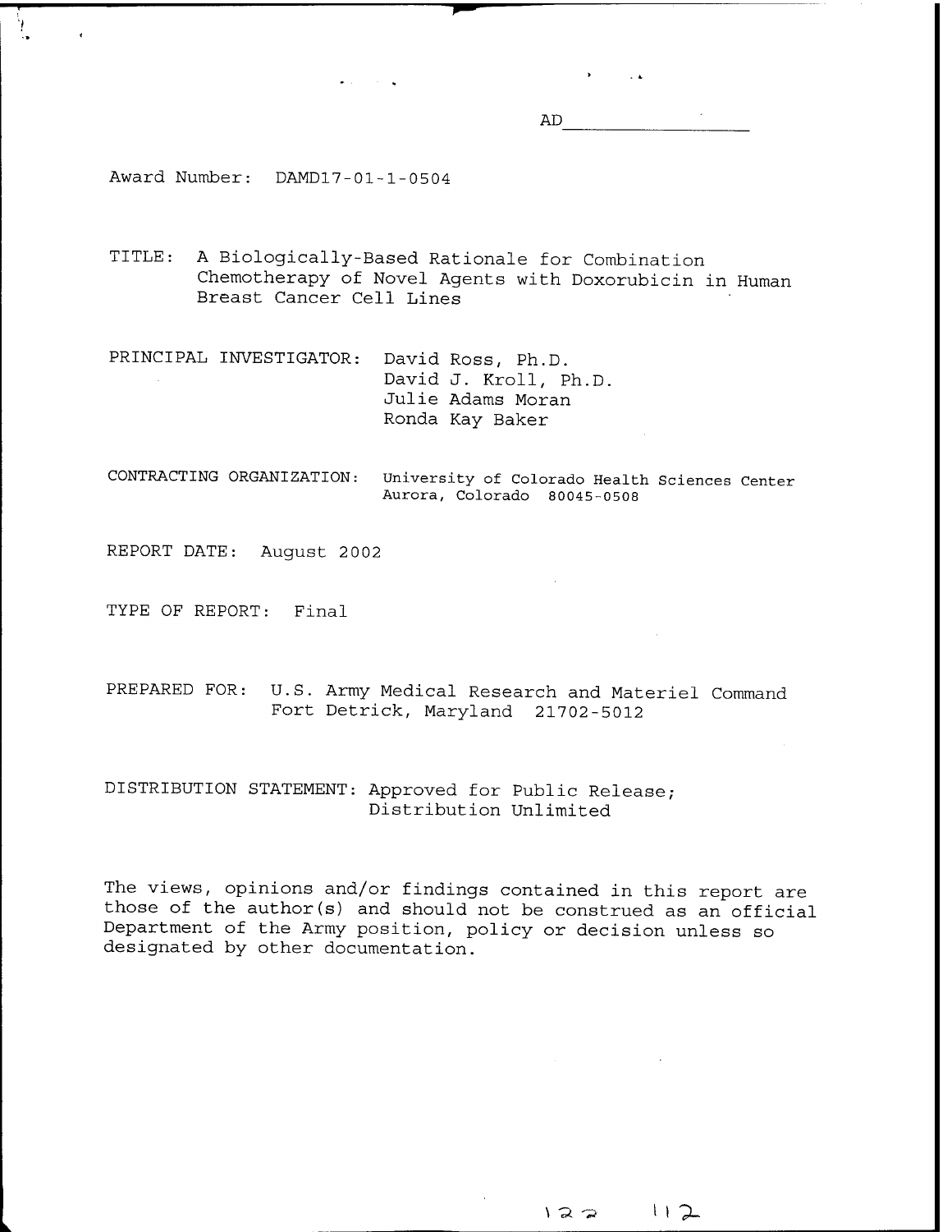AD_______________

Award Number: DAMD17-01-1-0504

TITLE: A Biologically-Based Rationale for Combination Chemotherapy of Novel Agents with Doxorubicin in Human Breast Cancer Cell Lines

PRINCIPAL INVESTIGATOR: David Ross, Ph.D.
David J. Kroll, Ph.D.
Julie Adams Moran
Ronda Kay Baker

CONTRACTING ORGANIZATION: University of Colorado Health Sciences Center
Aurora, Colorado 80045-0508

REPORT DATE: August 2002

TYPE OF REPORT: Final

PREPARED FOR: U.S. Army Medical Research and Materiel Command
Fort Detrick, Maryland 21702-5012

DISTRIBUTION STATEMENT: Approved for Public Release;
Distribution Unlimited

The views, opinions and/or findings contained in this report are those of the author(s) and should not be construed as an official Department of the Army position, policy or decision unless so designated by other documentation.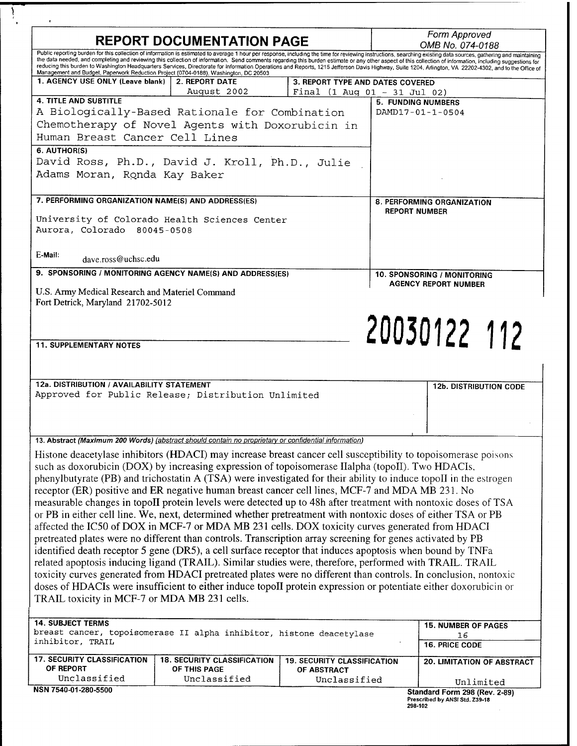# REPORT DOCUMENTATION PAGE

*Form Approved*
*OMB No. 074-0188*

Public reporting burden for this collection of information is estimated to average 1 hour per response, including the time for reviewing instructions, searching existing data sources, gathering and maintaining the data needed, and completing and reviewing this collection of information. Send comments regarding this burden estimate or any other aspect of this collection of information, including suggestions for reducing this burden to Washington Headquarters Services, Directorate for Information Operations and Reports, 1215 Jefferson Davis Highway, Suite 1204, Arlington, VA 22202-4302, and to the Office of Management and Budget, Paperwork Reduction Project (0704-0188), Washington, DC 20503

| 1. AGENCY USE ONLY (Leave blank) | 2. REPORT DATE | 3. REPORT TYPE AND DATES COVERED |
|---|---|---|
| | August 2002 | Final (1 Aug 01 - 31 Jul 02) |

**4. TITLE AND SUBTITLE**
A Biologically-Based Rationale for Combination Chemotherapy of Novel Agents with Doxorubicin in Human Breast Cancer Cell Lines

**5. FUNDING NUMBERS**
DAMD17-01-1-0504

**6. AUTHOR(S)**
David Ross, Ph.D., David J. Kroll, Ph.D., Julie Adams Moran, Rqnda Kay Baker

**7. PERFORMING ORGANIZATION NAME(S) AND ADDRESS(ES)**
University of Colorado Health Sciences Center
Aurora, Colorado 80045-0508

E-Mail: dave.ross@uchsc.edu

**8. PERFORMING ORGANIZATION REPORT NUMBER**

**9. SPONSORING / MONITORING AGENCY NAME(S) AND ADDRESS(ES)**
U.S. Army Medical Research and Materiel Command
Fort Detrick, Maryland 21702-5012

**10. SPONSORING / MONITORING AGENCY REPORT NUMBER**

20030122 112

**11. SUPPLEMENTARY NOTES**

**12a. DISTRIBUTION / AVAILABILITY STATEMENT**
Approved for Public Release; Distribution Unlimited

**12b. DISTRIBUTION CODE**

**13. Abstract** *(Maximum 200 Words) (abstract should contain no proprietary or confidential information)*

Histone deacetylase inhibitors (HDACI) may increase breast cancer cell susceptibility to topoisomerase poisons such as doxorubicin (DOX) by increasing expression of topoisomerase IIalpha (topoII). Two HDACIs, phenylbutyrate (PB) and trichostatin A (TSA) were investigated for their ability to induce topoII in the estrogen receptor (ER) positive and ER negative human breast cancer cell lines, MCF-7 and MDA MB 231. No measurable changes in topoII protein levels were detected up to 48h after treatment with nontoxic doses of TSA or PB in either cell line. We, next, determined whether pretreatment with nontoxic doses of either TSA or PB affected the IC50 of DOX in MCF-7 or MDA MB 231 cells. DOX toxicity curves generated from HDACI pretreated plates were no different than controls. Transcription array screening for genes activated by PB identified death receptor 5 gene (DR5), a cell surface receptor that induces apoptosis when bound by TNFa related apoptosis inducing ligand (TRAIL). Similar studies were, therefore, performed with TRAIL. TRAIL toxicity curves generated from HDACI pretreated plates were no different than controls. In conclusion, nontoxic doses of HDACIs were insufficient to either induce topoII protein expression or potentiate either doxorubicin or TRAIL toxicity in MCF-7 or MDA MB 231 cells.

| 14. SUBJECT TERMS | 15. NUMBER OF PAGES |
|---|---|
| breast cancer, topoisomerase II alpha inhibitor, histone deacetylase inhibitor, TRAIL | 16 |
| | 16. PRICE CODE |

| 17. SECURITY CLASSIFICATION OF REPORT | 18. SECURITY CLASSIFICATION OF THIS PAGE | 19. SECURITY CLASSIFICATION OF ABSTRACT | 20. LIMITATION OF ABSTRACT |
|---|---|---|---|
| Unclassified | Unclassified | Unclassified | Unlimited |

NSN 7540-01-280-5500

Standard Form 298 (Rev. 2-89)
Prescribed by ANSI Std. Z39-18
298-102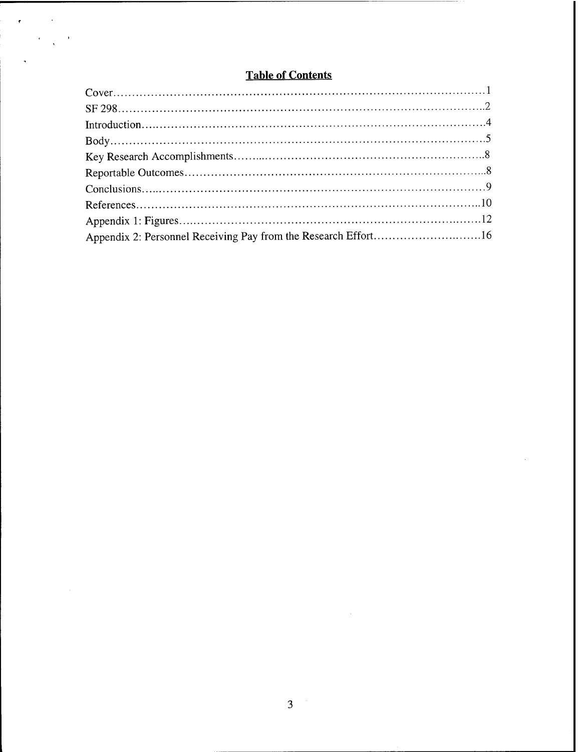## Table of Contents

Cover........................................................................................................1

SF 298.......................................................................................................2

Introduction................................................................................................4

Body..........................................................................................................5

Key Research Accomplishments..................................................................8

Reportable Outcomes..................................................................................8

Conclusions................................................................................................9

References.................................................................................................10

Appendix 1: Figures....................................................................................12

Appendix 2: Personnel Receiving Pay from the Research Effort......................16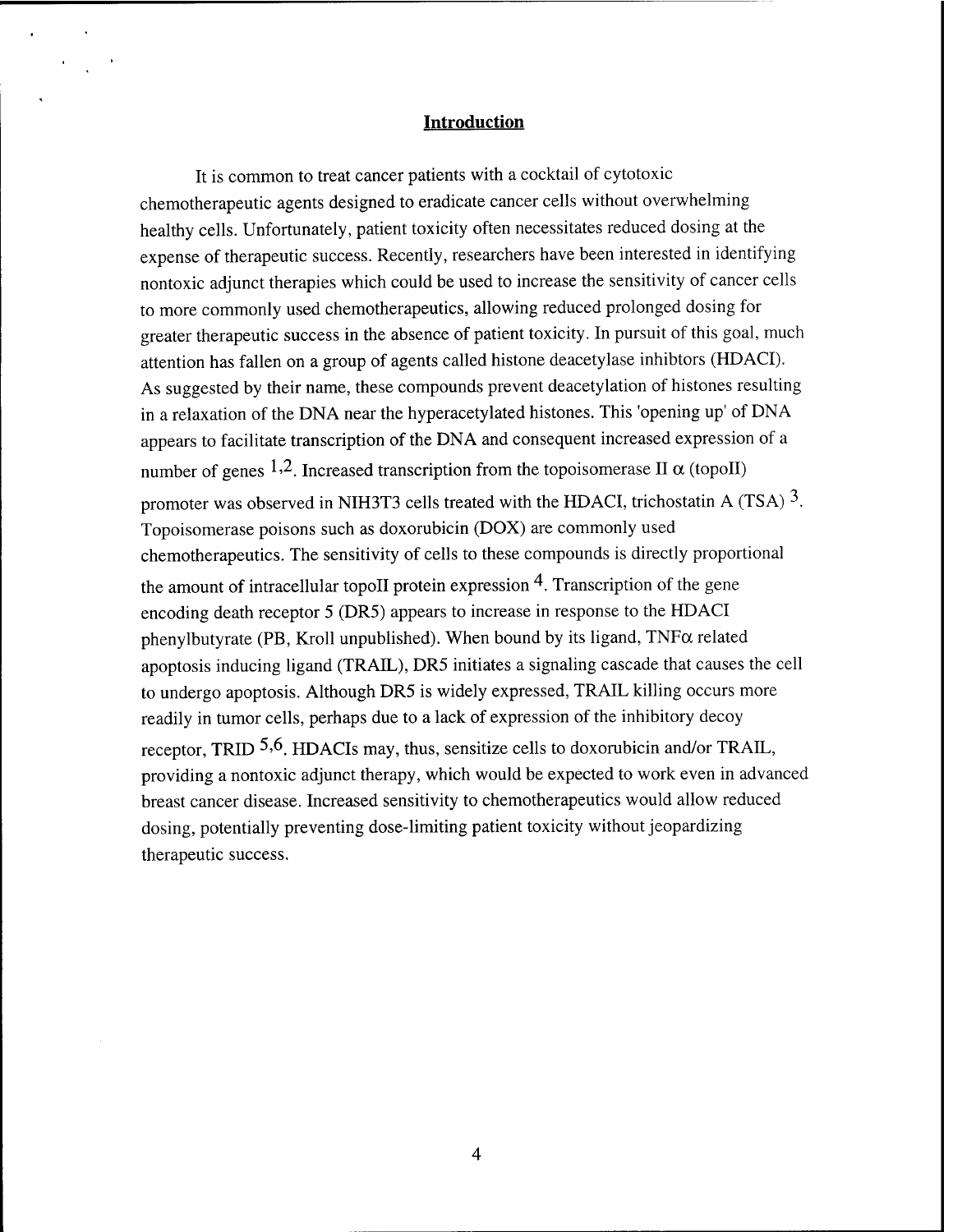## Introduction

It is common to treat cancer patients with a cocktail of cytotoxic chemotherapeutic agents designed to eradicate cancer cells without overwhelming healthy cells. Unfortunately, patient toxicity often necessitates reduced dosing at the expense of therapeutic success. Recently, researchers have been interested in identifying nontoxic adjunct therapies which could be used to increase the sensitivity of cancer cells to more commonly used chemotherapeutics, allowing reduced prolonged dosing for greater therapeutic success in the absence of patient toxicity. In pursuit of this goal, much attention has fallen on a group of agents called histone deacetylase inhibtors (HDACI). As suggested by their name, these compounds prevent deacetylation of histones resulting in a relaxation of the DNA near the hyperacetylated histones. This 'opening up' of DNA appears to facilitate transcription of the DNA and consequent increased expression of a number of genes [1,2]. Increased transcription from the topoisomerase II $\alpha$ (topoII) promoter was observed in NIH3T3 cells treated with the HDACI, trichostatin A (TSA) [3]. Topoisomerase poisons such as doxorubicin (DOX) are commonly used chemotherapeutics. The sensitivity of cells to these compounds is directly proportional the amount of intracellular topoII protein expression [4]. Transcription of the gene encoding death receptor 5 (DR5) appears to increase in response to the HDACI phenylbutyrate (PB, Kroll unpublished). When bound by its ligand, TNF$\alpha$ related apoptosis inducing ligand (TRAIL), DR5 initiates a signaling cascade that causes the cell to undergo apoptosis. Although DR5 is widely expressed, TRAIL killing occurs more readily in tumor cells, perhaps due to a lack of expression of the inhibitory decoy receptor, TRID [5,6]. HDACIs may, thus, sensitize cells to doxorubicin and/or TRAIL, providing a nontoxic adjunct therapy, which would be expected to work even in advanced breast cancer disease. Increased sensitivity to chemotherapeutics would allow reduced dosing, potentially preventing dose-limiting patient toxicity without jeopardizing therapeutic success.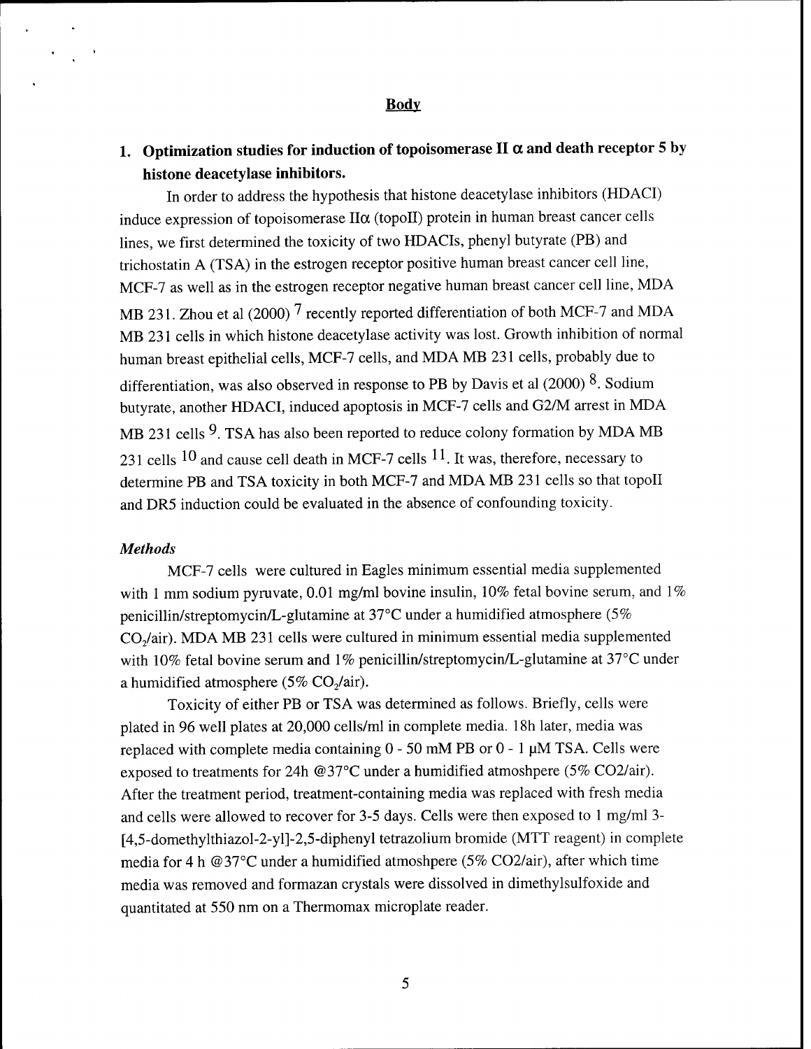## Body

### 1. Optimization studies for induction of topoisomerase II $\alpha$ and death receptor 5 by histone deacetylase inhibitors.

In order to address the hypothesis that histone deacetylase inhibitors (HDACI) induce expression of topoisomerase II$\alpha$ (topoII) protein in human breast cancer cells lines, we first determined the toxicity of two HDACIs, phenyl butyrate (PB) and trichostatin A (TSA) in the estrogen receptor positive human breast cancer cell line, MCF-7 as well as in the estrogen receptor negative human breast cancer cell line, MDA MB 231. Zhou et al (2000) [7] recently reported differentiation of both MCF-7 and MDA MB 231 cells in which histone deacetylase activity was lost. Growth inhibition of normal human breast epithelial cells, MCF-7 cells, and MDA MB 231 cells, probably due to differentiation, was also observed in response to PB by Davis et al (2000) [8]. Sodium butyrate, another HDACI, induced apoptosis in MCF-7 cells and G2/M arrest in MDA MB 231 cells [9]. TSA has also been reported to reduce colony formation by MDA MB 231 cells [10] and cause cell death in MCF-7 cells [11]. It was, therefore, necessary to determine PB and TSA toxicity in both MCF-7 and MDA MB 231 cells so that topoII and DR5 induction could be evaluated in the absence of confounding toxicity.

*Methods*

MCF-7 cells were cultured in Eagles minimum essential media supplemented with 1 mm sodium pyruvate, 0.01 mg/ml bovine insulin, 10% fetal bovine serum, and 1% penicillin/streptomycin/L-glutamine at 37°C under a humidified atmosphere (5% $CO_2$/air). MDA MB 231 cells were cultured in minimum essential media supplemented with 10% fetal bovine serum and 1% penicillin/streptomycin/L-glutamine at 37°C under a humidified atmosphere (5% $CO_2$/air).

Toxicity of either PB or TSA was determined as follows. Briefly, cells were plated in 96 well plates at 20,000 cells/ml in complete media. 18h later, media was replaced with complete media containing 0 - 50 mM PB or 0 - 1 μM TSA. Cells were exposed to treatments for 24h @37°C under a humidified atmoshpere (5% CO2/air). After the treatment period, treatment-containing media was replaced with fresh media and cells were allowed to recover for 3-5 days. Cells were then exposed to 1 mg/ml 3-[4,5-domethylthiazol-2-yl]-2,5-diphenyl tetrazolium bromide (MTT reagent) in complete media for 4 h @37°C under a humidified atmoshpere (5% CO2/air), after which time media was removed and formazan crystals were dissolved in dimethylsulfoxide and quantitated at 550 nm on a Thermomax microplate reader.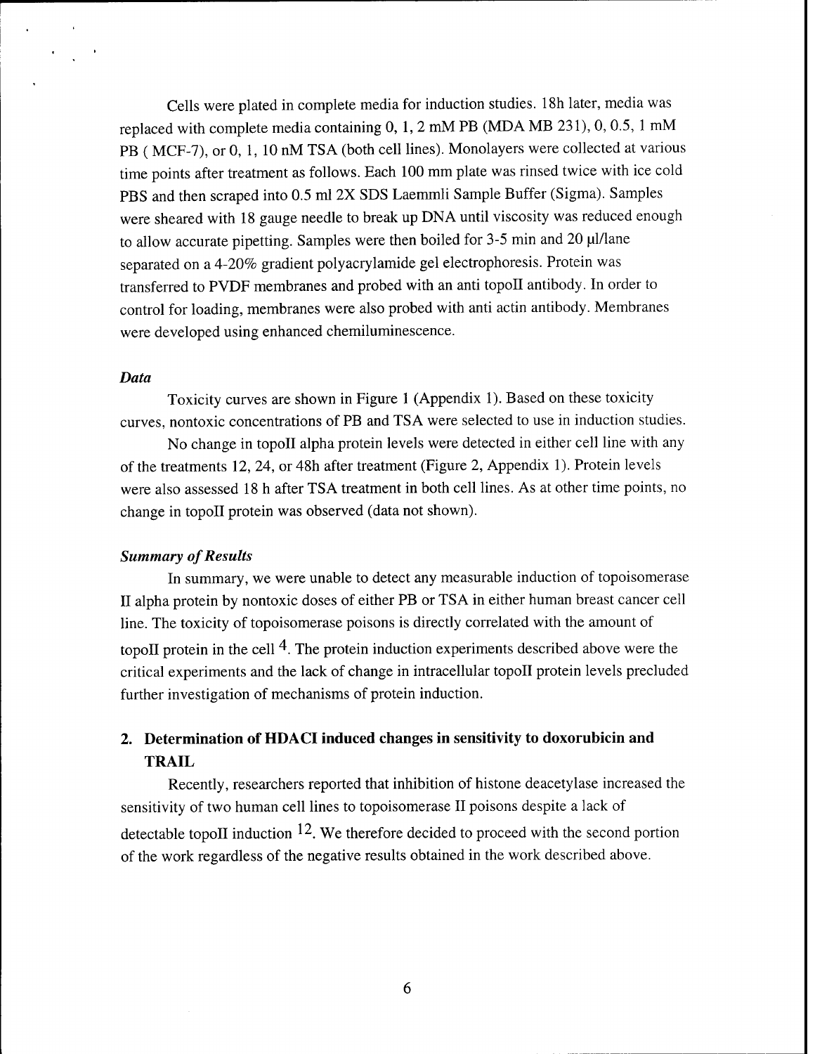Cells were plated in complete media for induction studies. 18h later, media was replaced with complete media containing 0, 1, 2 mM PB (MDA MB 231), 0, 0.5, 1 mM PB ( MCF-7), or 0, 1, 10 nM TSA (both cell lines). Monolayers were collected at various time points after treatment as follows. Each 100 mm plate was rinsed twice with ice cold PBS and then scraped into 0.5 ml 2X SDS Laemmli Sample Buffer (Sigma). Samples were sheared with 18 gauge needle to break up DNA until viscosity was reduced enough to allow accurate pipetting. Samples were then boiled for 3-5 min and 20 µl/lane separated on a 4-20% gradient polyacrylamide gel electrophoresis. Protein was transferred to PVDF membranes and probed with an anti topoII antibody. In order to control for loading, membranes were also probed with anti actin antibody. Membranes were developed using enhanced chemiluminescence.

### *Data*

Toxicity curves are shown in Figure 1 (Appendix 1). Based on these toxicity curves, nontoxic concentrations of PB and TSA were selected to use in induction studies.

No change in topoII alpha protein levels were detected in either cell line with any of the treatments 12, 24, or 48h after treatment (Figure 2, Appendix 1). Protein levels were also assessed 18 h after TSA treatment in both cell lines. As at other time points, no change in topoII protein was observed (data not shown).

### *Summary of Results*

In summary, we were unable to detect any measurable induction of topoisomerase II alpha protein by nontoxic doses of either PB or TSA in either human breast cancer cell line. The toxicity of topoisomerase poisons is directly correlated with the amount of topoII protein in the cell [4]. The protein induction experiments described above were the critical experiments and the lack of change in intracellular topoII protein levels precluded further investigation of mechanisms of protein induction.

## 2. Determination of HDACI induced changes in sensitivity to doxorubicin and TRAIL

Recently, researchers reported that inhibition of histone deacetylase increased the sensitivity of two human cell lines to topoisomerase II poisons despite a lack of detectable topoII induction [12]. We therefore decided to proceed with the second portion of the work regardless of the negative results obtained in the work described above.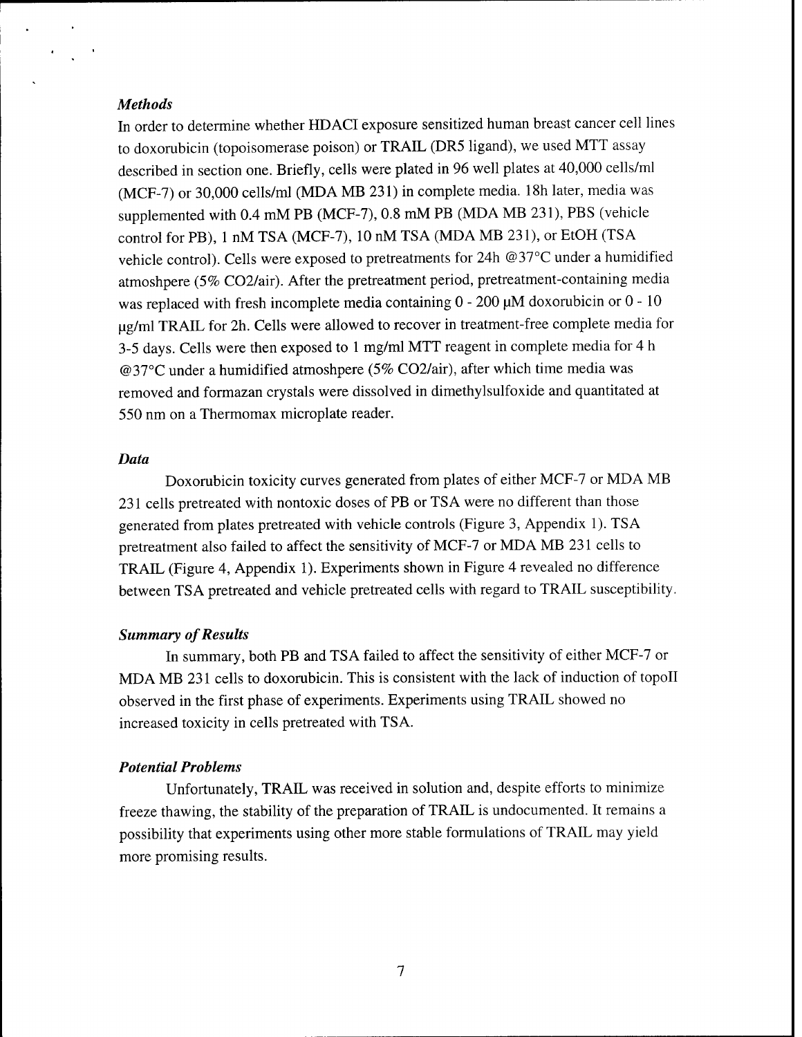### *Methods*

In order to determine whether HDACI exposure sensitized human breast cancer cell lines to doxorubicin (topoisomerase poison) or TRAIL (DR5 ligand), we used MTT assay described in section one. Briefly, cells were plated in 96 well plates at 40,000 cells/ml (MCF-7) or 30,000 cells/ml (MDA MB 231) in complete media. 18h later, media was supplemented with 0.4 mM PB (MCF-7), 0.8 mM PB (MDA MB 231), PBS (vehicle control for PB), 1 nM TSA (MCF-7), 10 nM TSA (MDA MB 231), or EtOH (TSA vehicle control). Cells were exposed to pretreatments for 24h @37°C under a humidified atmoshpere (5% CO2/air). After the pretreatment period, pretreatment-containing media was replaced with fresh incomplete media containing 0 - 200 μM doxorubicin or 0 - 10 μg/ml TRAIL for 2h. Cells were allowed to recover in treatment-free complete media for 3-5 days. Cells were then exposed to 1 mg/ml MTT reagent in complete media for 4 h @37°C under a humidified atmoshpere (5% CO2/air), after which time media was removed and formazan crystals were dissolved in dimethylsulfoxide and quantitated at 550 nm on a Thermomax microplate reader.

### *Data*

Doxorubicin toxicity curves generated from plates of either MCF-7 or MDA MB 231 cells pretreated with nontoxic doses of PB or TSA were no different than those generated from plates pretreated with vehicle controls (Figure 3, Appendix 1). TSA pretreatment also failed to affect the sensitivity of MCF-7 or MDA MB 231 cells to TRAIL (Figure 4, Appendix 1). Experiments shown in Figure 4 revealed no difference between TSA pretreated and vehicle pretreated cells with regard to TRAIL susceptibility.

### *Summary of Results*

In summary, both PB and TSA failed to affect the sensitivity of either MCF-7 or MDA MB 231 cells to doxorubicin. This is consistent with the lack of induction of topoII observed in the first phase of experiments. Experiments using TRAIL showed no increased toxicity in cells pretreated with TSA.

### *Potential Problems*

Unfortunately, TRAIL was received in solution and, despite efforts to minimize freeze thawing, the stability of the preparation of TRAIL is undocumented. It remains a possibility that experiments using other more stable formulations of TRAIL may yield more promising results.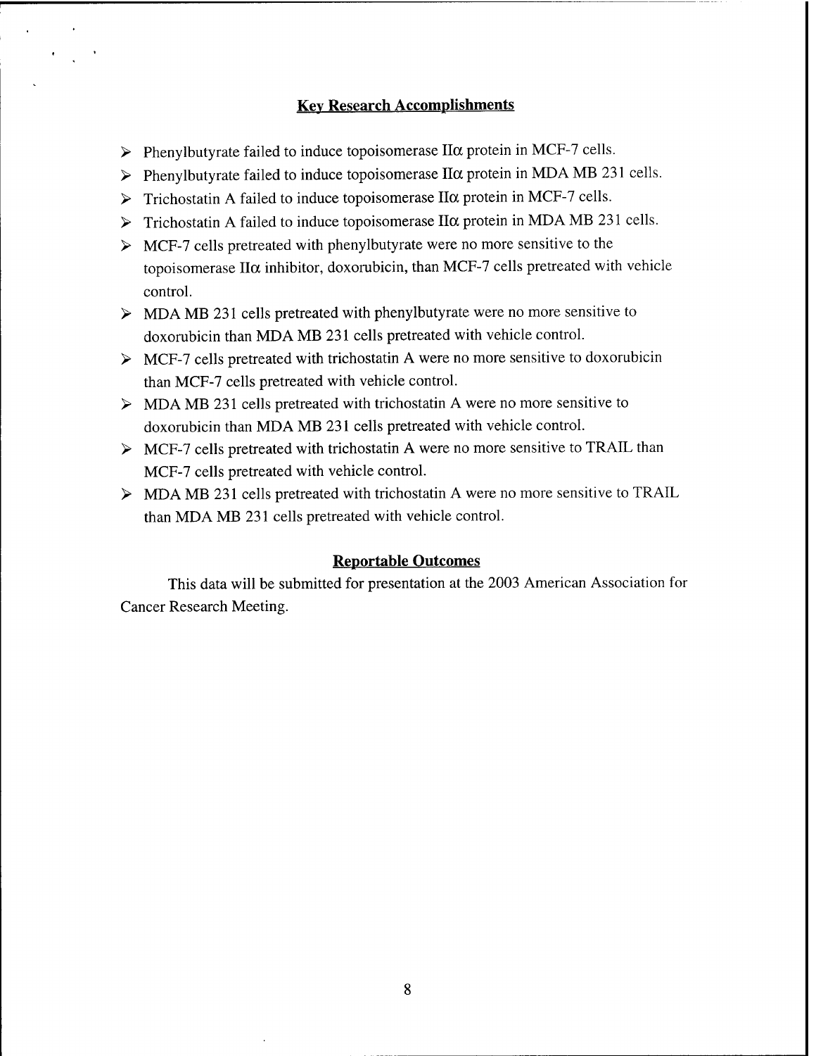## Key Research Accomplishments

- Phenylbutyrate failed to induce topoisomerase IIα protein in MCF-7 cells.
- Phenylbutyrate failed to induce topoisomerase IIα protein in MDA MB 231 cells.
- Trichostatin A failed to induce topoisomerase IIα protein in MCF-7 cells.
- Trichostatin A failed to induce topoisomerase IIα protein in MDA MB 231 cells.
- MCF-7 cells pretreated with phenylbutyrate were no more sensitive to the topoisomerase IIα inhibitor, doxorubicin, than MCF-7 cells pretreated with vehicle control.
- MDA MB 231 cells pretreated with phenylbutyrate were no more sensitive to doxorubicin than MDA MB 231 cells pretreated with vehicle control.
- MCF-7 cells pretreated with trichostatin A were no more sensitive to doxorubicin than MCF-7 cells pretreated with vehicle control.
- MDA MB 231 cells pretreated with trichostatin A were no more sensitive to doxorubicin than MDA MB 231 cells pretreated with vehicle control.
- MCF-7 cells pretreated with trichostatin A were no more sensitive to TRAIL than MCF-7 cells pretreated with vehicle control.
- MDA MB 231 cells pretreated with trichostatin A were no more sensitive to TRAIL than MDA MB 231 cells pretreated with vehicle control.

## Reportable Outcomes

This data will be submitted for presentation at the 2003 American Association for Cancer Research Meeting.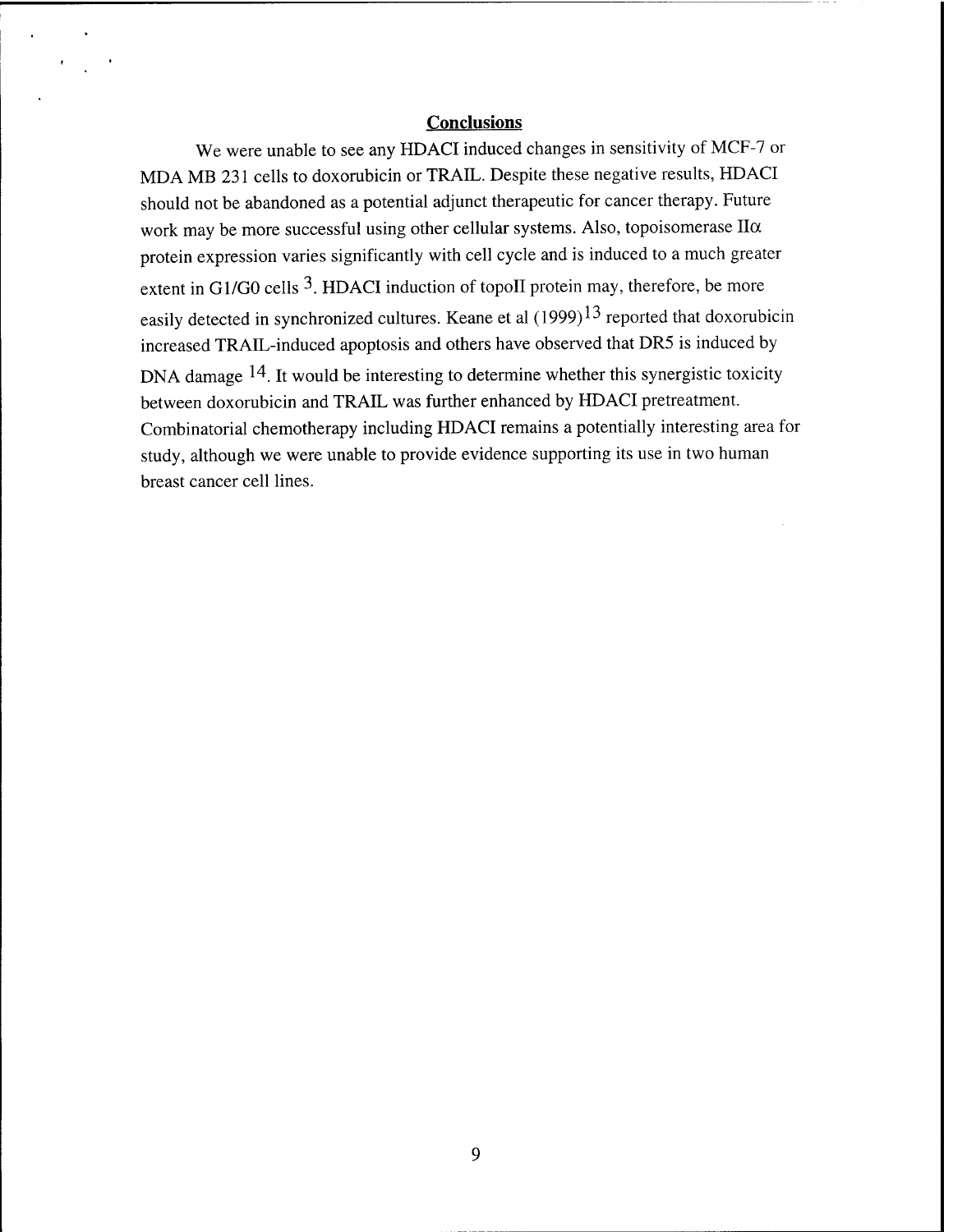## Conclusions

We were unable to see any HDACI induced changes in sensitivity of MCF-7 or MDA MB 231 cells to doxorubicin or TRAIL. Despite these negative results, HDACI should not be abandoned as a potential adjunct therapeutic for cancer therapy. Future work may be more successful using other cellular systems. Also, topoisomerase II$\alpha$ protein expression varies significantly with cell cycle and is induced to a much greater extent in G1/G0 cells [3]. HDACI induction of topoII protein may, therefore, be more easily detected in synchronized cultures. Keane et al (1999)[13] reported that doxorubicin increased TRAIL-induced apoptosis and others have observed that DR5 is induced by DNA damage [14]. It would be interesting to determine whether this synergistic toxicity between doxorubicin and TRAIL was further enhanced by HDACI pretreatment. Combinatorial chemotherapy including HDACI remains a potentially interesting area for study, although we were unable to provide evidence supporting its use in two human breast cancer cell lines.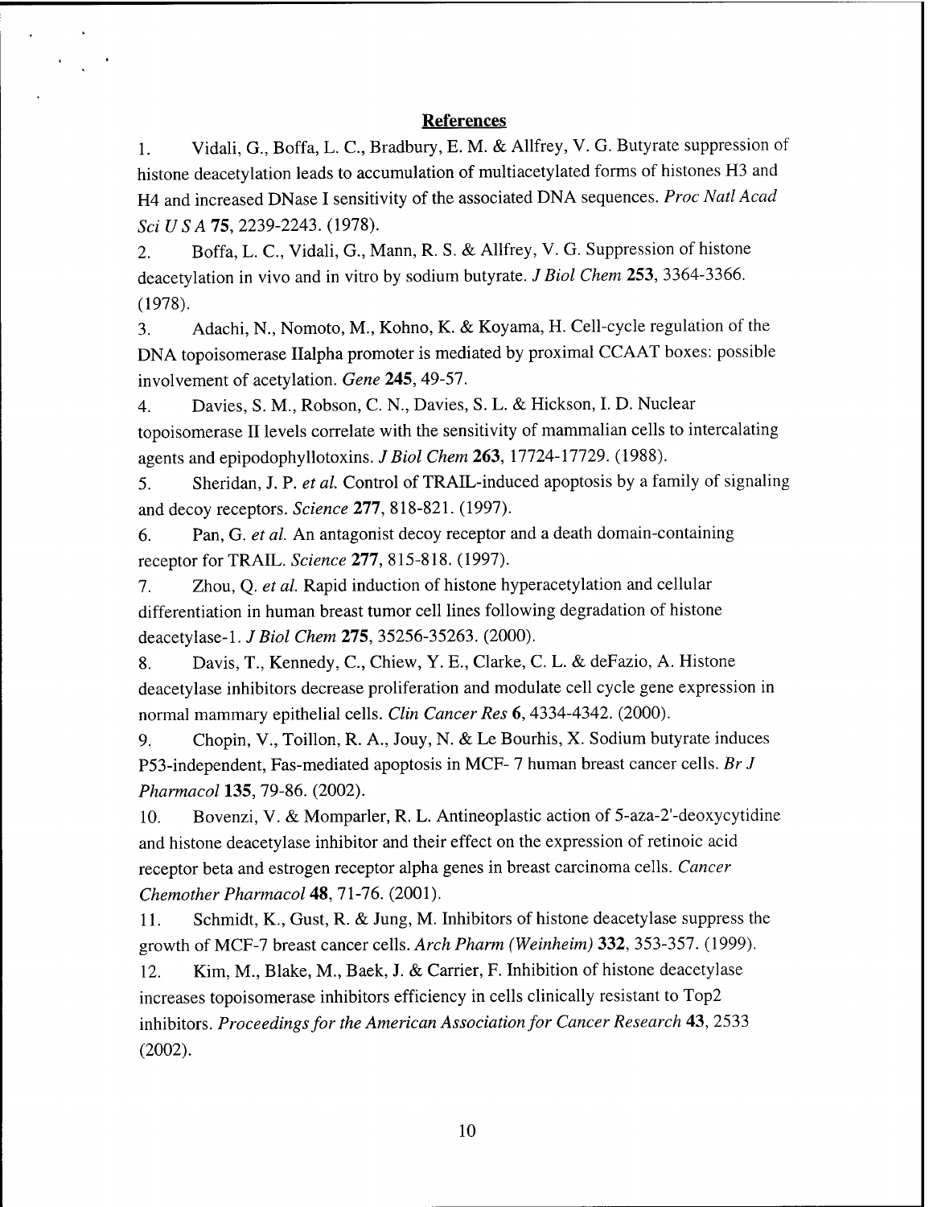## References

1. Vidali, G., Boffa, L. C., Bradbury, E. M. & Allfrey, V. G. Butyrate suppression of histone deacetylation leads to accumulation of multiacetylated forms of histones H3 and H4 and increased DNase I sensitivity of the associated DNA sequences. *Proc Natl Acad Sci U S A* **75**, 2239-2243. (1978).
2. Boffa, L. C., Vidali, G., Mann, R. S. & Allfrey, V. G. Suppression of histone deacetylation in vivo and in vitro by sodium butyrate. *J Biol Chem* **253**, 3364-3366. (1978).
3. Adachi, N., Nomoto, M., Kohno, K. & Koyama, H. Cell-cycle regulation of the DNA topoisomerase IIalpha promoter is mediated by proximal CCAAT boxes: possible involvement of acetylation. *Gene* **245**, 49-57.
4. Davies, S. M., Robson, C. N., Davies, S. L. & Hickson, I. D. Nuclear topoisomerase II levels correlate with the sensitivity of mammalian cells to intercalating agents and epipodophyllotoxins. *J Biol Chem* **263**, 17724-17729. (1988).
5. Sheridan, J. P. *et al.* Control of TRAIL-induced apoptosis by a family of signaling and decoy receptors. *Science* **277**, 818-821. (1997).
6. Pan, G. *et al.* An antagonist decoy receptor and a death domain-containing receptor for TRAIL. *Science* **277**, 815-818. (1997).
7. Zhou, Q. *et al.* Rapid induction of histone hyperacetylation and cellular differentiation in human breast tumor cell lines following degradation of histone deacetylase-1. *J Biol Chem* **275**, 35256-35263. (2000).
8. Davis, T., Kennedy, C., Chiew, Y. E., Clarke, C. L. & deFazio, A. Histone deacetylase inhibitors decrease proliferation and modulate cell cycle gene expression in normal mammary epithelial cells. *Clin Cancer Res* **6**, 4334-4342. (2000).
9. Chopin, V., Toillon, R. A., Jouy, N. & Le Bourhis, X. Sodium butyrate induces P53-independent, Fas-mediated apoptosis in MCF- 7 human breast cancer cells. *Br J Pharmacol* **135**, 79-86. (2002).
10. Bovenzi, V. & Momparler, R. L. Antineoplastic action of 5-aza-2'-deoxycytidine and histone deacetylase inhibitor and their effect on the expression of retinoic acid receptor beta and estrogen receptor alpha genes in breast carcinoma cells. *Cancer Chemother Pharmacol* **48**, 71-76. (2001).
11. Schmidt, K., Gust, R. & Jung, M. Inhibitors of histone deacetylase suppress the growth of MCF-7 breast cancer cells. *Arch Pharm (Weinheim)* **332**, 353-357. (1999).
12. Kim, M., Blake, M., Baek, J. & Carrier, F. Inhibition of histone deacetylase increases topoisomerase inhibitors efficiency in cells clinically resistant to Top2 inhibitors. *Proceedings for the American Association for Cancer Research* **43**, 2533 (2002).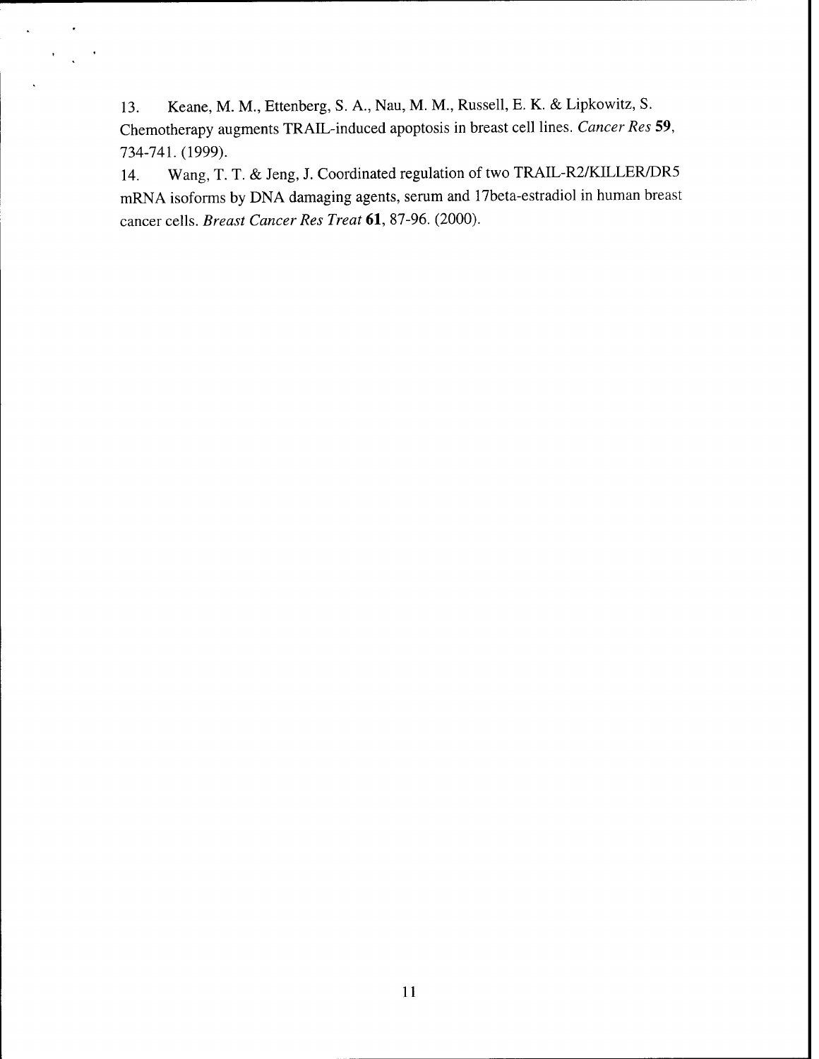13. Keane, M. M., Ettenberg, S. A., Nau, M. M., Russell, E. K. & Lipkowitz, S. Chemotherapy augments TRAIL-induced apoptosis in breast cell lines. *Cancer Res* **59**, 734-741. (1999).

14. Wang, T. T. & Jeng, J. Coordinated regulation of two TRAIL-R2/KILLER/DR5 mRNA isoforms by DNA damaging agents, serum and 17beta-estradiol in human breast cancer cells. *Breast Cancer Res Treat* **61**, 87-96. (2000).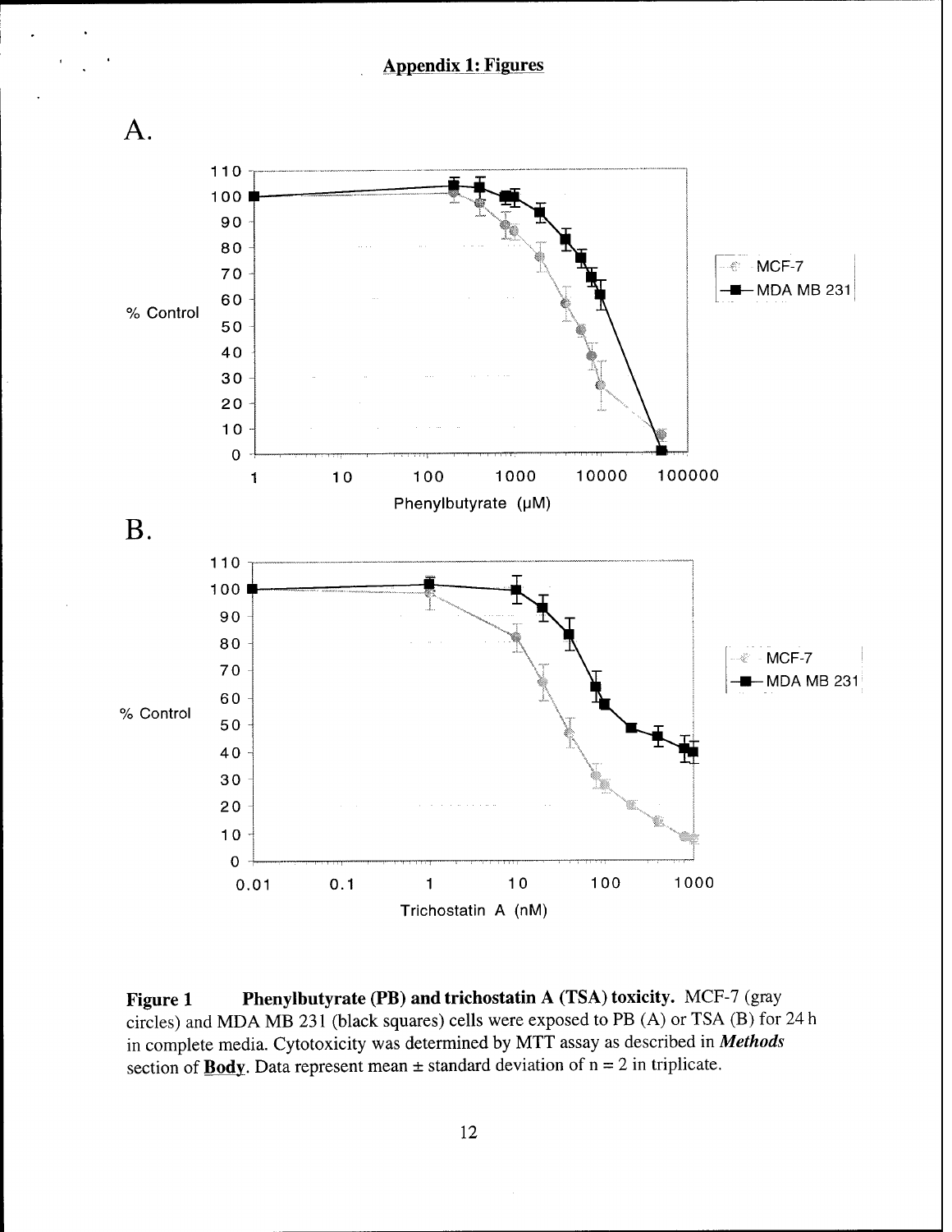## Appendix 1: Figures

A.

B.

**Figure 1 Phenylbutyrate (PB) and trichostatin A (TSA) toxicity.** MCF-7 (gray circles) and MDA MB 231 (black squares) cells were exposed to PB (A) or TSA (B) for 24 h in complete media. Cytotoxicity was determined by MTT assay as described in ***Methods*** section of **Body**. Data represent mean ± standard deviation of n = 2 in triplicate.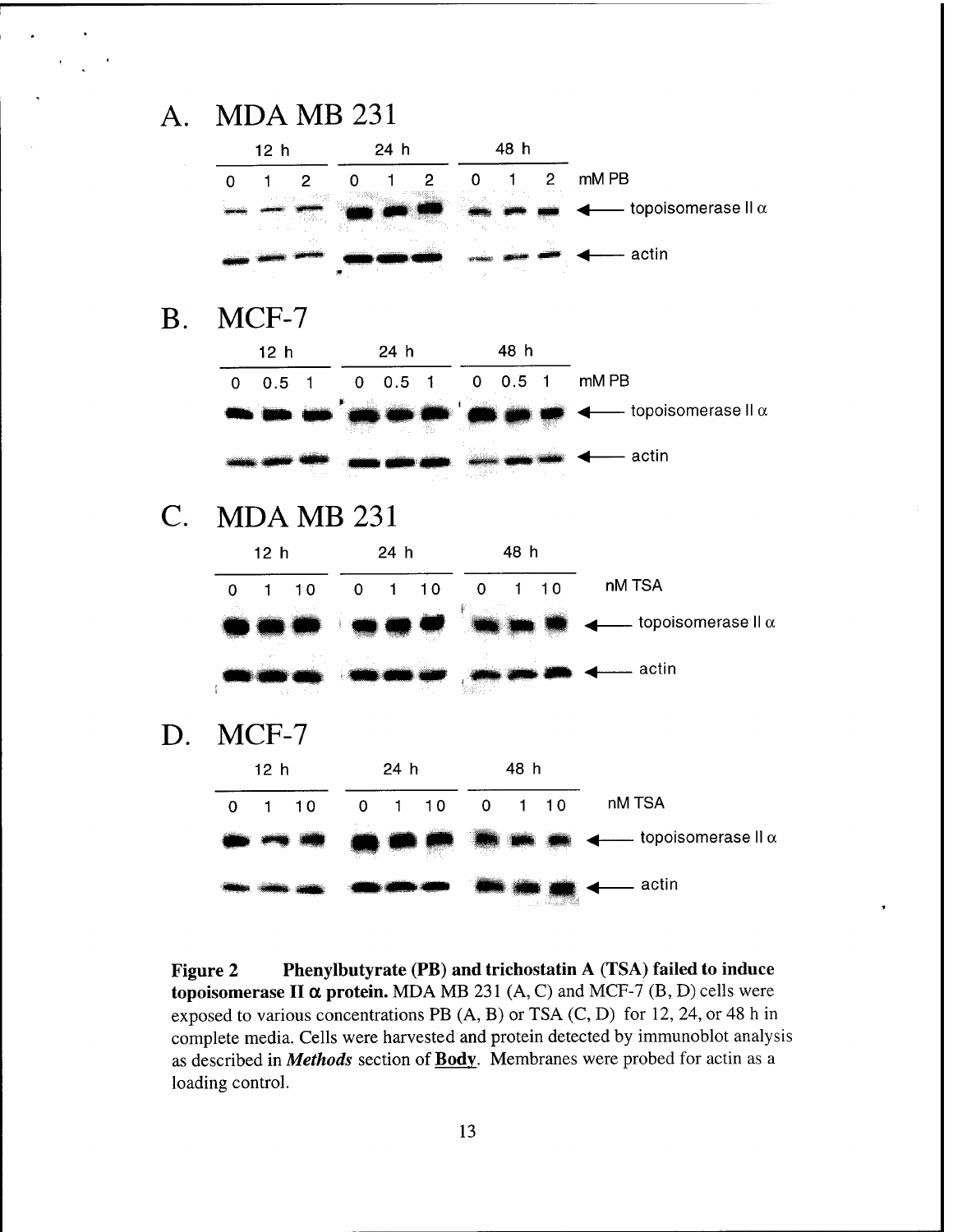A. MDA MB 231

| 12 h | | | 24 h | | | 48 h | | | |
|---|---|---|---|---|---|---|---|---|---|
| 0 | 1 | 2 | 0 | 1 | 2 | 0 | 1 | 2 | mM PB |

← topoisomerase II α

← actin

B. MCF-7

| 12 h | | | 24 h | | | 48 h | | | |
|---|---|---|---|---|---|---|---|---|---|
| 0 | 0.5 | 1 | 0 | 0.5 | 1 | 0 | 0.5 | 1 | mM PB |

← topoisomerase II α

← actin

C. MDA MB 231

| 12 h | | | 24 h | | | 48 h | | | |
|---|---|---|---|---|---|---|---|---|---|
| 0 | 1 | 10 | 0 | 1 | 10 | 0 | 1 | 10 | nM TSA |

← topoisomerase II α

← actin

D. MCF-7

| 12 h | | | 24 h | | | 48 h | | | |
|---|---|---|---|---|---|---|---|---|---|
| 0 | 1 | 10 | 0 | 1 | 10 | 0 | 1 | 10 | nM TSA |

← topoisomerase II α

← actin

**Figure 2 Phenylbutyrate (PB) and trichostatin A (TSA) failed to induce topoisomerase II α protein.** MDA MB 231 (A, C) and MCF-7 (B, D) cells were exposed to various concentrations PB (A, B) or TSA (C, D) for 12, 24, or 48 h in complete media. Cells were harvested and protein detected by immunoblot analysis as described in ***Methods*** section of **Body**. Membranes were probed for actin as a loading control.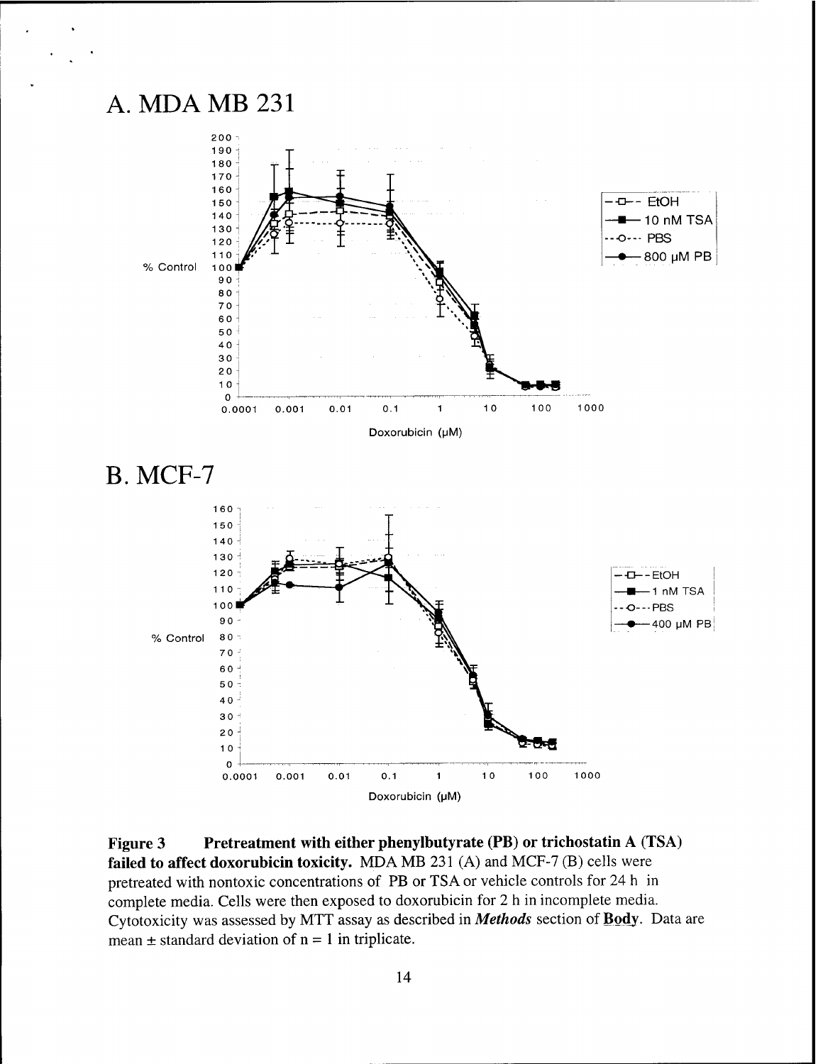# A. MDA MB 231

# B. MCF-7

**Figure 3 Pretreatment with either phenylbutyrate (PB) or trichostatin A (TSA) failed to affect doxorubicin toxicity.** MDA MB 231 (A) and MCF-7 (B) cells were pretreated with nontoxic concentrations of PB or TSA or vehicle controls for 24 h in complete media. Cells were then exposed to doxorubicin for 2 h in incomplete media. Cytotoxicity was assessed by MTT assay as described in ***Methods*** section of **Body**. Data are mean ± standard deviation of n = 1 in triplicate.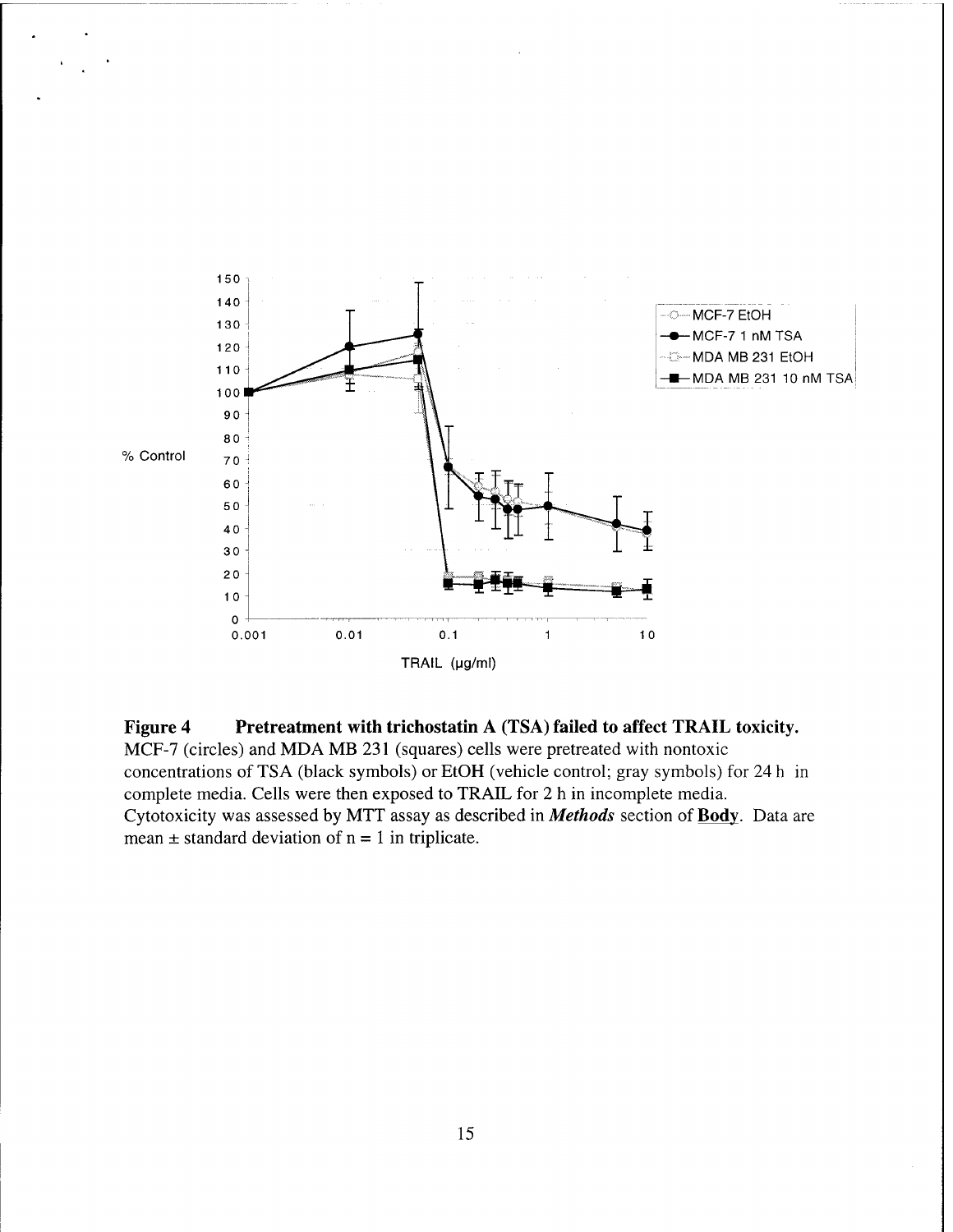**Figure 4 Pretreatment with trichostatin A (TSA) failed to affect TRAIL toxicity.** MCF-7 (circles) and MDA MB 231 (squares) cells were pretreated with nontoxic concentrations of TSA (black symbols) or EtOH (vehicle control; gray symbols) for 24 h in complete media. Cells were then exposed to TRAIL for 2 h in incomplete media. Cytotoxicity was assessed by MTT assay as described in ***Methods*** section of **Body**. Data are mean ± standard deviation of n = 1 in triplicate.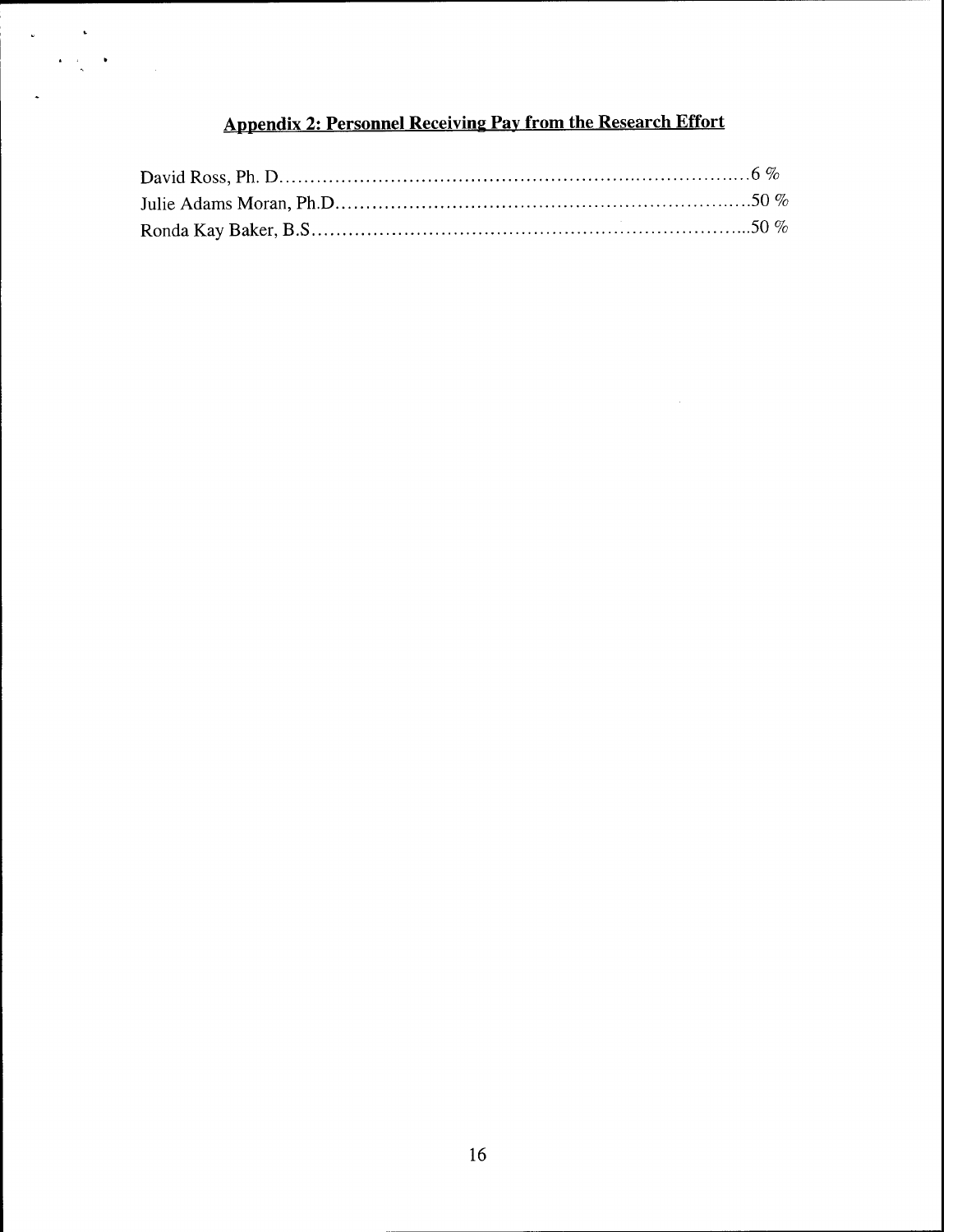## Appendix 2: Personnel Receiving Pay from the Research Effort

David Ross, Ph. D........................................................................6 %

Julie Adams Moran, Ph.D..............................................................50 %

Ronda Kay Baker, B.S...................................................................50 %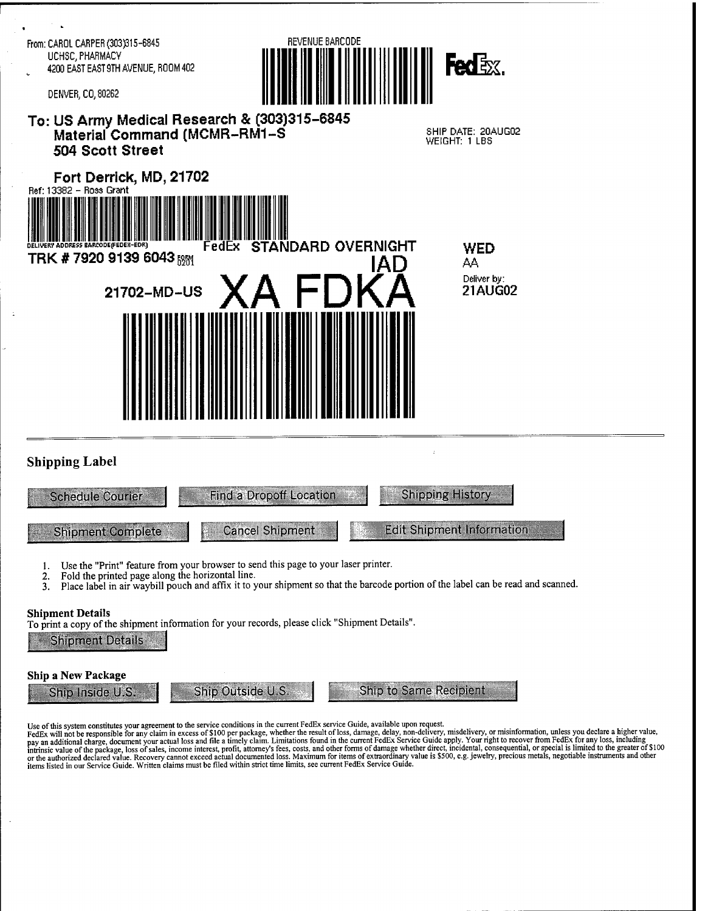From: CAROL CARPER (303)315-6845
UCHSC, PHARMACY
4200 EAST EAST 9TH AVENUE, ROOM 402

DENVER, CO, 80262

REVENUE BARCODE

FedEx.

**To: US Army Medical Research & (303)315-6845**
**Material Command (MCMR-RM1-S**
**504 Scott Street**

**Fort Derrick, MD, 21702**

SHIP DATE: 20AUG02
WEIGHT: 1 LBS

Ref: 13382 - Ross Grant

DELIVERY ADDRESS BARCODE(FEDEX-EDR)

**TRK # 7920 9139 6043** FORM 0201

FedEx **STANDARD OVERNIGHT**

**IAD**

**WED**
AA
Deliver by:
**21AUG02**

**21702-MD-US** **XA FDKA**

---

## Shipping Label

Schedule Courier | Find a Dropoff Location | Shipping History

Shipment Complete | Cancel Shipment | Edit Shipment Information

1. Use the "Print" feature from your browser to send this page to your laser printer.
2. Fold the printed page along the horizontal line.
3. Place label in air waybill pouch and affix it to your shipment so that the barcode portion of the label can be read and scanned.

### Shipment Details

To print a copy of the shipment information for your records, please click "Shipment Details".

Shipment Details

### Ship a New Package

Ship Inside U.S. | Ship Outside U.S. | Ship to Same Recipient

Use of this system constitutes your agreement to the service conditions in the current FedEx service Guide, available upon request.
FedEx will not be responsible for any claim in excess of $100 per package, whether the result of loss, damage, delay, non-delivery, misdelivery, or misinformation, unless you declare a higher value, pay an additional charge, document your actual loss and file a timely claim. Limitations found in the current FedEx Service Guide apply. Your right to recover from FedEx for any loss, including intrinsic value of the package, loss of sales, income interest, profit, attorney's fees, costs, and other forms of damage whether direct, incidental, consequential, or special is limited to the greater of $100 or the authorized declared value. Recovery cannot exceed actual documented loss. Maximum for items of extraordinary value is $500, e.g. jewelry, precious metals, negotiable instruments and other items listed in our Service Guide. Written claims must be filed within strict time limits, see current FedEx Service Guide.